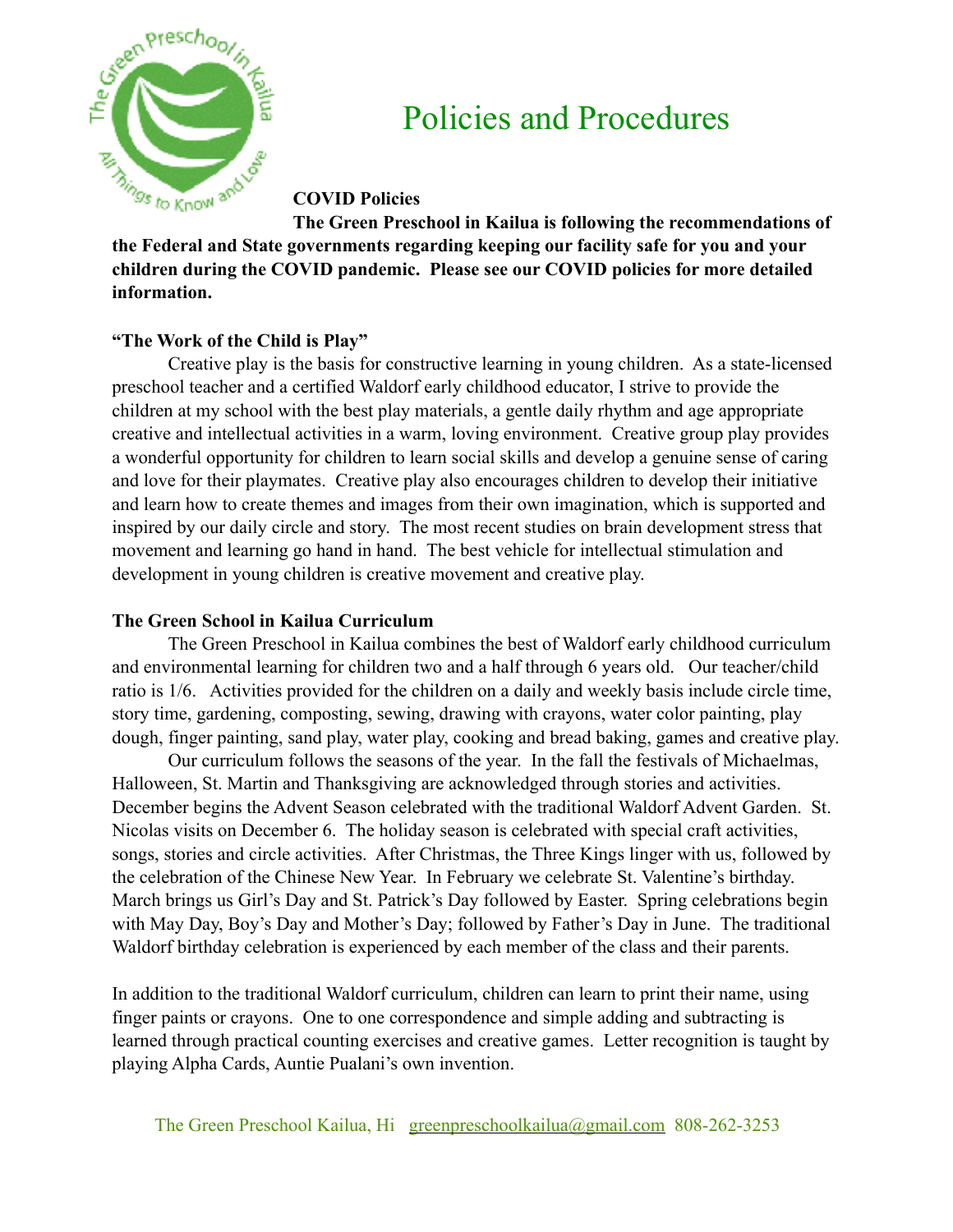# Policies and Procedures

**COVID Policies**

**The Green Preschool in Kailua is following the recommendations of the Federal and State governments regarding keeping our facility safe for you and your children during the COVID pandemic. Please see our COVID policies for more detailed information.**

**"The Work of the Child is Play"**

Creative play is the basis for constructive learning in young children. As a state-licensed preschool teacher and a certified Waldorf early childhood educator, I strive to provide the children at my school with the best play materials, a gentle daily rhythm and age appropriate creative and intellectual activities in a warm, loving environment. Creative group play provides a wonderful opportunity for children to learn social skills and develop a genuine sense of caring and love for their playmates. Creative play also encourages children to develop their initiative and learn how to create themes and images from their own imagination, which is supported and inspired by our daily circle and story. The most recent studies on brain development stress that movement and learning go hand in hand. The best vehicle for intellectual stimulation and development in young children is creative movement and creative play.

**The Green School in Kailua Curriculum**

The Green Preschool in Kailua combines the best of Waldorf early childhood curriculum and environmental learning for children two and a half through 6 years old. Our teacher/child ratio is 1/6. Activities provided for the children on a daily and weekly basis include circle time, story time, gardening, composting, sewing, drawing with crayons, water color painting, play dough, finger painting, sand play, water play, cooking and bread baking, games and creative play.

Our curriculum follows the seasons of the year. In the fall the festivals of Michaelmas, Halloween, St. Martin and Thanksgiving are acknowledged through stories and activities. December begins the Advent Season celebrated with the traditional Waldorf Advent Garden. St. Nicolas visits on December 6. The holiday season is celebrated with special craft activities, songs, stories and circle activities. After Christmas, the Three Kings linger with us, followed by the celebration of the Chinese New Year. In February we celebrate St. Valentine's birthday. March brings us Girl's Day and St. Patrick's Day followed by Easter. Spring celebrations begin with May Day, Boy's Day and Mother's Day; followed by Father's Day in June. The traditional Waldorf birthday celebration is experienced by each member of the class and their parents.

In addition to the traditional Waldorf curriculum, children can learn to print their name, using finger paints or crayons. One to one correspondence and simple adding and subtracting is learned through practical counting exercises and creative games. Letter recognition is taught by playing Alpha Cards, Auntie Pualani's own invention.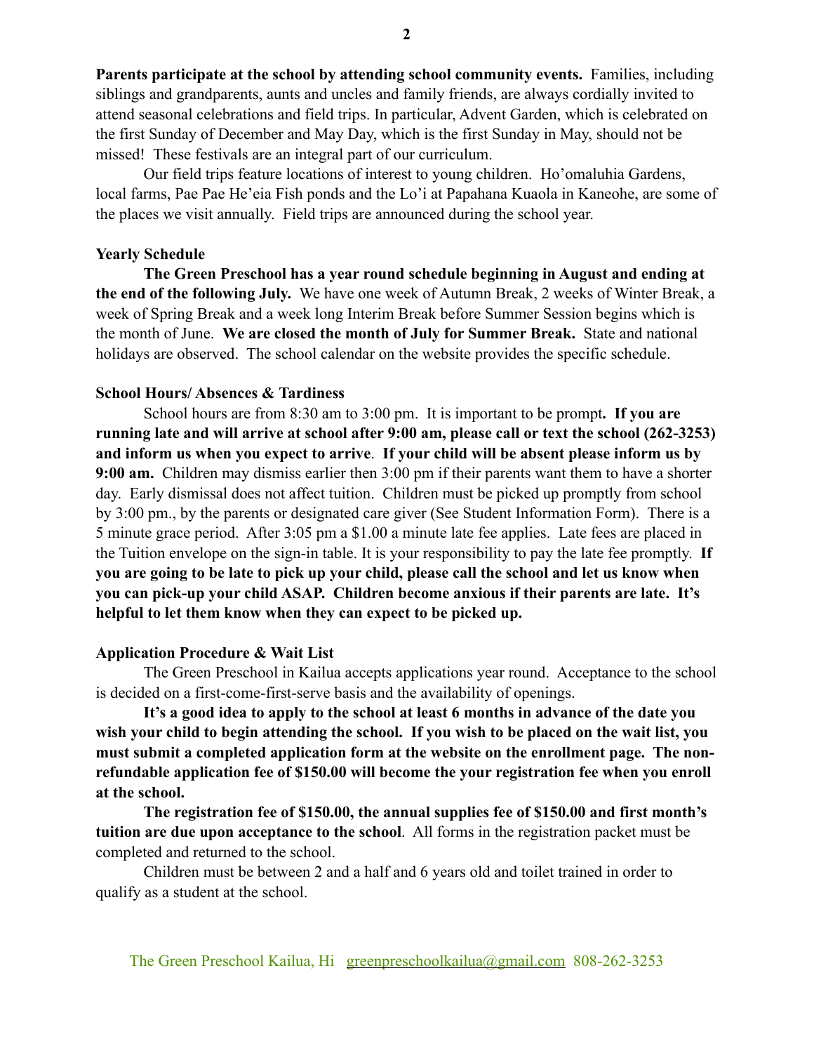**Parents participate at the school by attending school community events.** Families, including siblings and grandparents, aunts and uncles and family friends, are always cordially invited to attend seasonal celebrations and field trips. In particular, Advent Garden, which is celebrated on the first Sunday of December and May Day, which is the first Sunday in May, should not be missed! These festivals are an integral part of our curriculum.

Our field trips feature locations of interest to young children. Ho'omaluhia Gardens, local farms, Pae Pae He'eia Fish ponds and the Lo'i at Papahana Kuaola in Kaneohe, are some of the places we visit annually. Field trips are announced during the school year.

**Yearly Schedule**

**The Green Preschool has a year round schedule beginning in August and ending at the end of the following July.** We have one week of Autumn Break, 2 weeks of Winter Break, a week of Spring Break and a week long Interim Break before Summer Session begins which is the month of June. **We are closed the month of July for Summer Break.** State and national holidays are observed. The school calendar on the website provides the specific schedule.

**School Hours/ Absences & Tardiness**

School hours are from 8:30 am to 3:00 pm. It is important to be prompt**. If you are running late and will arrive at school after 9:00 am, please call or text the school (262-3253) and inform us when you expect to arrive**. **If your child will be absent please inform us by 9:00 am.** Children may dismiss earlier then 3:00 pm if their parents want them to have a shorter day. Early dismissal does not affect tuition. Children must be picked up promptly from school by 3:00 pm., by the parents or designated care giver (See Student Information Form). There is a 5 minute grace period. After 3:05 pm a $1.00 a minute late fee applies. Late fees are placed in the Tuition envelope on the sign-in table. It is your responsibility to pay the late fee promptly. **If you are going to be late to pick up your child, please call the school and let us know when you can pick-up your child ASAP. Children become anxious if their parents are late. It's helpful to let them know when they can expect to be picked up.**

**Application Procedure & Wait List**

The Green Preschool in Kailua accepts applications year round. Acceptance to the school is decided on a first-come-first-serve basis and the availability of openings.

**It's a good idea to apply to the school at least 6 months in advance of the date you wish your child to begin attending the school. If you wish to be placed on the wait list, you must submit a completed application form at the website on the enrollment page. The non-refundable application fee of $150.00 will become the your registration fee when you enroll at the school.**

**The registration fee of $150.00, the annual supplies fee of $150.00 and first month's tuition are due upon acceptance to the school**. All forms in the registration packet must be completed and returned to the school.

Children must be between 2 and a half and 6 years old and toilet trained in order to qualify as a student at the school.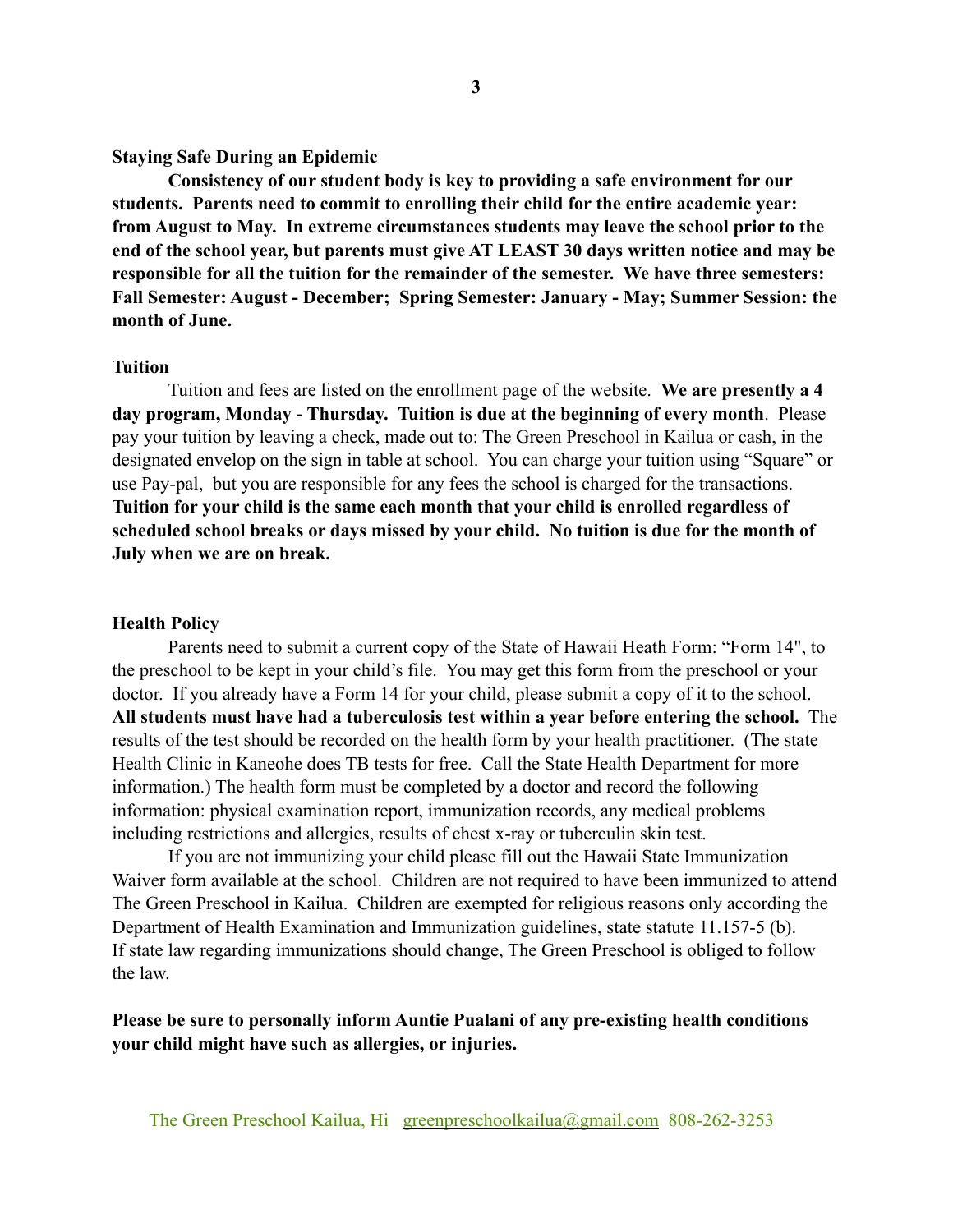### Staying Safe During an Epidemic

**Consistency of our student body is key to providing a safe environment for our students. Parents need to commit to enrolling their child for the entire academic year: from August to May. In extreme circumstances students may leave the school prior to the end of the school year, but parents must give AT LEAST 30 days written notice and may be responsible for all the tuition for the remainder of the semester. We have three semesters: Fall Semester: August - December; Spring Semester: January - May; Summer Session: the month of June.**

### Tuition

Tuition and fees are listed on the enrollment page of the website. **We are presently a 4 day program, Monday - Thursday. Tuition is due at the beginning of every month**. Please pay your tuition by leaving a check, made out to: The Green Preschool in Kailua or cash, in the designated envelop on the sign in table at school. You can charge your tuition using "Square" or use Pay-pal, but you are responsible for any fees the school is charged for the transactions. **Tuition for your child is the same each month that your child is enrolled regardless of scheduled school breaks or days missed by your child. No tuition is due for the month of July when we are on break.**

### Health Policy

Parents need to submit a current copy of the State of Hawaii Heath Form: "Form 14", to the preschool to be kept in your child's file. You may get this form from the preschool or your doctor. If you already have a Form 14 for your child, please submit a copy of it to the school. **All students must have had a tuberculosis test within a year before entering the school.** The results of the test should be recorded on the health form by your health practitioner. (The state Health Clinic in Kaneohe does TB tests for free. Call the State Health Department for more information.) The health form must be completed by a doctor and record the following information: physical examination report, immunization records, any medical problems including restrictions and allergies, results of chest x-ray or tuberculin skin test.

If you are not immunizing your child please fill out the Hawaii State Immunization Waiver form available at the school. Children are not required to have been immunized to attend The Green Preschool in Kailua. Children are exempted for religious reasons only according the Department of Health Examination and Immunization guidelines, state statute 11.157-5 (b). If state law regarding immunizations should change, The Green Preschool is obliged to follow the law.

**Please be sure to personally inform Auntie Pualani of any pre-existing health conditions your child might have such as allergies, or injuries.**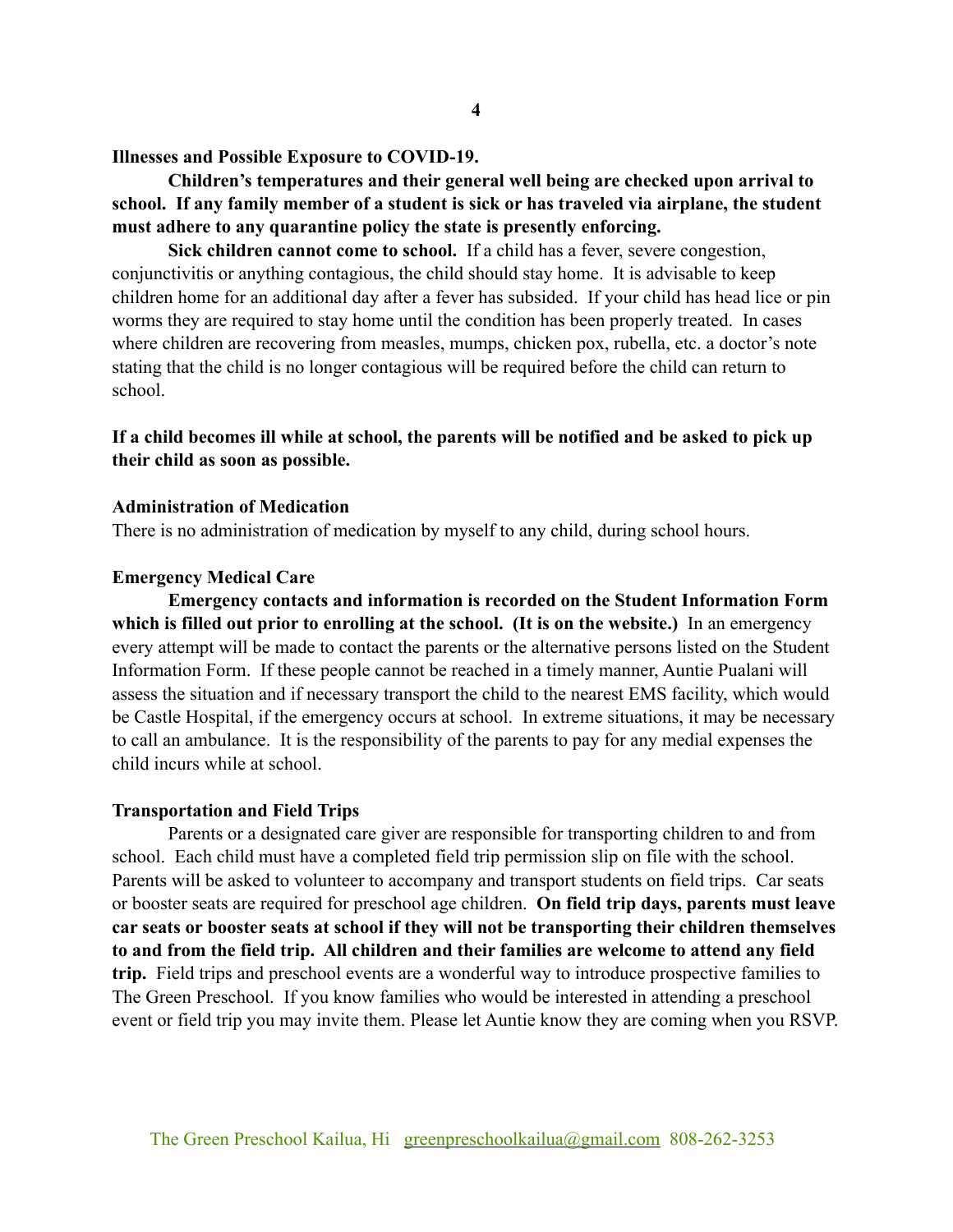**Illnesses and Possible Exposure to COVID-19.**

**Children's temperatures and their general well being are checked upon arrival to school. If any family member of a student is sick or has traveled via airplane, the student must adhere to any quarantine policy the state is presently enforcing.**

**Sick children cannot come to school.** If a child has a fever, severe congestion, conjunctivitis or anything contagious, the child should stay home. It is advisable to keep children home for an additional day after a fever has subsided. If your child has head lice or pin worms they are required to stay home until the condition has been properly treated. In cases where children are recovering from measles, mumps, chicken pox, rubella, etc. a doctor's note stating that the child is no longer contagious will be required before the child can return to school.

**If a child becomes ill while at school, the parents will be notified and be asked to pick up their child as soon as possible.**

**Administration of Medication**

There is no administration of medication by myself to any child, during school hours.

**Emergency Medical Care**

**Emergency contacts and information is recorded on the Student Information Form which is filled out prior to enrolling at the school. (It is on the website.)** In an emergency every attempt will be made to contact the parents or the alternative persons listed on the Student Information Form. If these people cannot be reached in a timely manner, Auntie Pualani will assess the situation and if necessary transport the child to the nearest EMS facility, which would be Castle Hospital, if the emergency occurs at school. In extreme situations, it may be necessary to call an ambulance. It is the responsibility of the parents to pay for any medial expenses the child incurs while at school.

**Transportation and Field Trips**

Parents or a designated care giver are responsible for transporting children to and from school. Each child must have a completed field trip permission slip on file with the school. Parents will be asked to volunteer to accompany and transport students on field trips. Car seats or booster seats are required for preschool age children. **On field trip days, parents must leave car seats or booster seats at school if they will not be transporting their children themselves to and from the field trip. All children and their families are welcome to attend any field trip.** Field trips and preschool events are a wonderful way to introduce prospective families to The Green Preschool. If you know families who would be interested in attending a preschool event or field trip you may invite them. Please let Auntie know they are coming when you RSVP.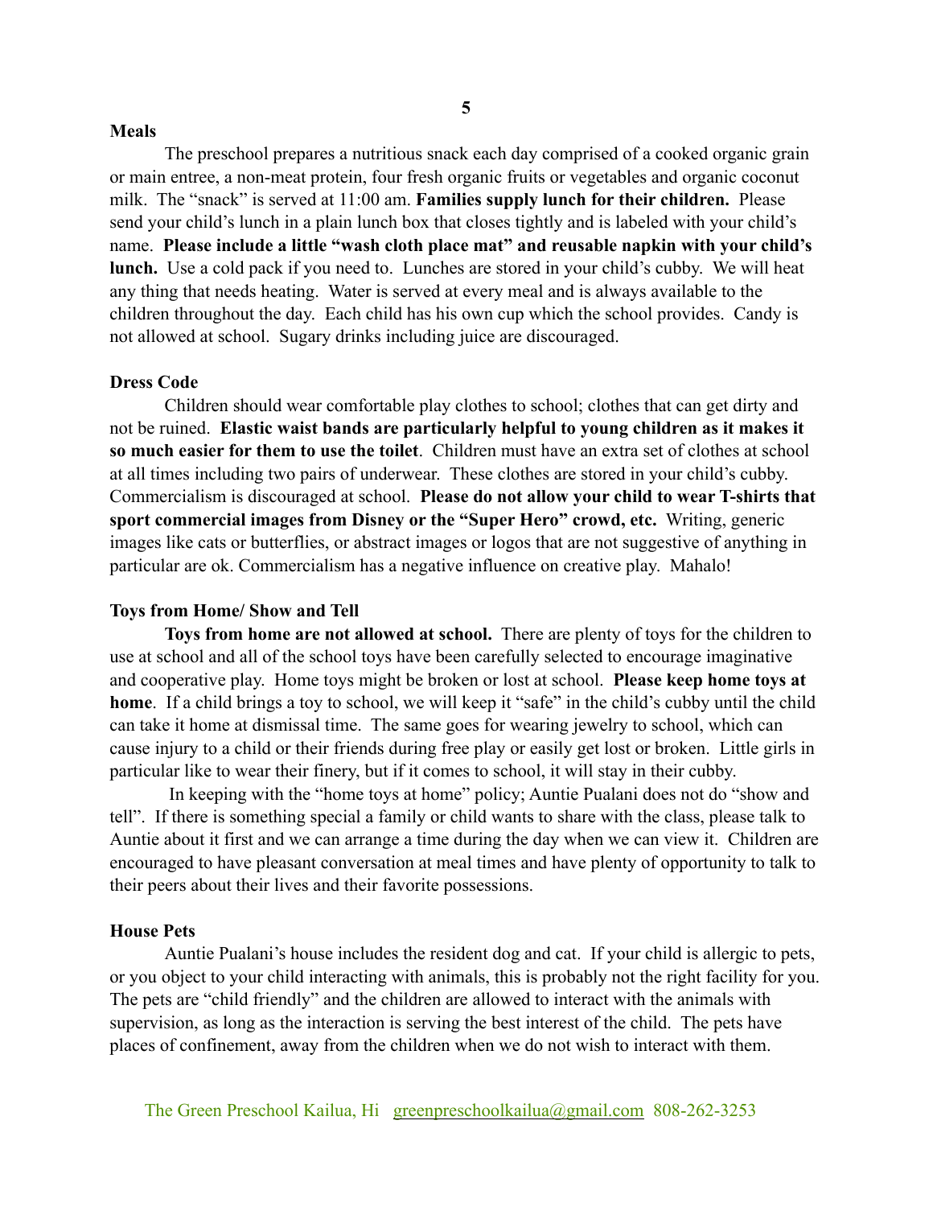## Meals

The preschool prepares a nutritious snack each day comprised of a cooked organic grain or main entree, a non-meat protein, four fresh organic fruits or vegetables and organic coconut milk. The "snack" is served at 11:00 am. **Families supply lunch for their children.** Please send your child's lunch in a plain lunch box that closes tightly and is labeled with your child's name. **Please include a little "wash cloth place mat" and reusable napkin with your child's lunch.** Use a cold pack if you need to. Lunches are stored in your child's cubby. We will heat any thing that needs heating. Water is served at every meal and is always available to the children throughout the day. Each child has his own cup which the school provides. Candy is not allowed at school. Sugary drinks including juice are discouraged.

## Dress Code

Children should wear comfortable play clothes to school; clothes that can get dirty and not be ruined. **Elastic waist bands are particularly helpful to young children as it makes it so much easier for them to use the toilet**. Children must have an extra set of clothes at school at all times including two pairs of underwear. These clothes are stored in your child's cubby. Commercialism is discouraged at school. **Please do not allow your child to wear T-shirts that sport commercial images from Disney or the "Super Hero" crowd, etc.** Writing, generic images like cats or butterflies, or abstract images or logos that are not suggestive of anything in particular are ok. Commercialism has a negative influence on creative play. Mahalo!

## Toys from Home/ Show and Tell

**Toys from home are not allowed at school.** There are plenty of toys for the children to use at school and all of the school toys have been carefully selected to encourage imaginative and cooperative play. Home toys might be broken or lost at school. **Please keep home toys at home**. If a child brings a toy to school, we will keep it "safe" in the child's cubby until the child can take it home at dismissal time. The same goes for wearing jewelry to school, which can cause injury to a child or their friends during free play or easily get lost or broken. Little girls in particular like to wear their finery, but if it comes to school, it will stay in their cubby.

In keeping with the "home toys at home" policy; Auntie Pualani does not do "show and tell". If there is something special a family or child wants to share with the class, please talk to Auntie about it first and we can arrange a time during the day when we can view it. Children are encouraged to have pleasant conversation at meal times and have plenty of opportunity to talk to their peers about their lives and their favorite possessions.

## House Pets

Auntie Pualani's house includes the resident dog and cat. If your child is allergic to pets, or you object to your child interacting with animals, this is probably not the right facility for you. The pets are "child friendly" and the children are allowed to interact with the animals with supervision, as long as the interaction is serving the best interest of the child. The pets have places of confinement, away from the children when we do not wish to interact with them.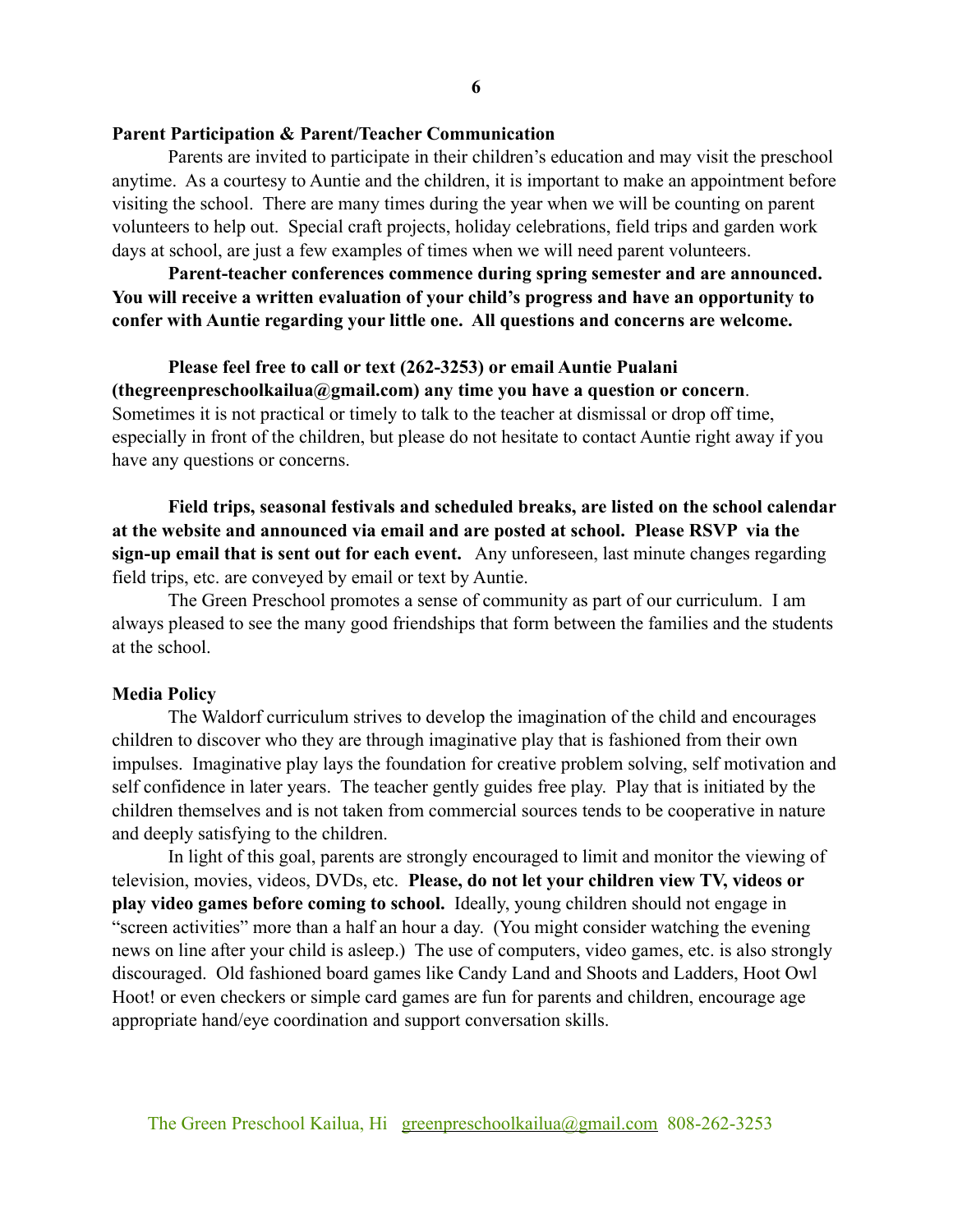**Parent Participation & Parent/Teacher Communication**

Parents are invited to participate in their children's education and may visit the preschool anytime. As a courtesy to Auntie and the children, it is important to make an appointment before visiting the school. There are many times during the year when we will be counting on parent volunteers to help out. Special craft projects, holiday celebrations, field trips and garden work days at school, are just a few examples of times when we will need parent volunteers.

**Parent-teacher conferences commence during spring semester and are announced. You will receive a written evaluation of your child's progress and have an opportunity to confer with Auntie regarding your little one. All questions and concerns are welcome.**

**Please feel free to call or text (262-3253) or email Auntie Pualani (thegreenpreschoolkailua@gmail.com) any time you have a question or concern**. Sometimes it is not practical or timely to talk to the teacher at dismissal or drop off time, especially in front of the children, but please do not hesitate to contact Auntie right away if you have any questions or concerns.

**Field trips, seasonal festivals and scheduled breaks, are listed on the school calendar at the website and announced via email and are posted at school. Please RSVP via the sign-up email that is sent out for each event.** Any unforeseen, last minute changes regarding field trips, etc. are conveyed by email or text by Auntie.

The Green Preschool promotes a sense of community as part of our curriculum. I am always pleased to see the many good friendships that form between the families and the students at the school.

**Media Policy**

The Waldorf curriculum strives to develop the imagination of the child and encourages children to discover who they are through imaginative play that is fashioned from their own impulses. Imaginative play lays the foundation for creative problem solving, self motivation and self confidence in later years. The teacher gently guides free play. Play that is initiated by the children themselves and is not taken from commercial sources tends to be cooperative in nature and deeply satisfying to the children.

In light of this goal, parents are strongly encouraged to limit and monitor the viewing of television, movies, videos, DVDs, etc. **Please, do not let your children view TV, videos or play video games before coming to school.** Ideally, young children should not engage in "screen activities" more than a half an hour a day. (You might consider watching the evening news on line after your child is asleep.) The use of computers, video games, etc. is also strongly discouraged. Old fashioned board games like Candy Land and Shoots and Ladders, Hoot Owl Hoot! or even checkers or simple card games are fun for parents and children, encourage age appropriate hand/eye coordination and support conversation skills.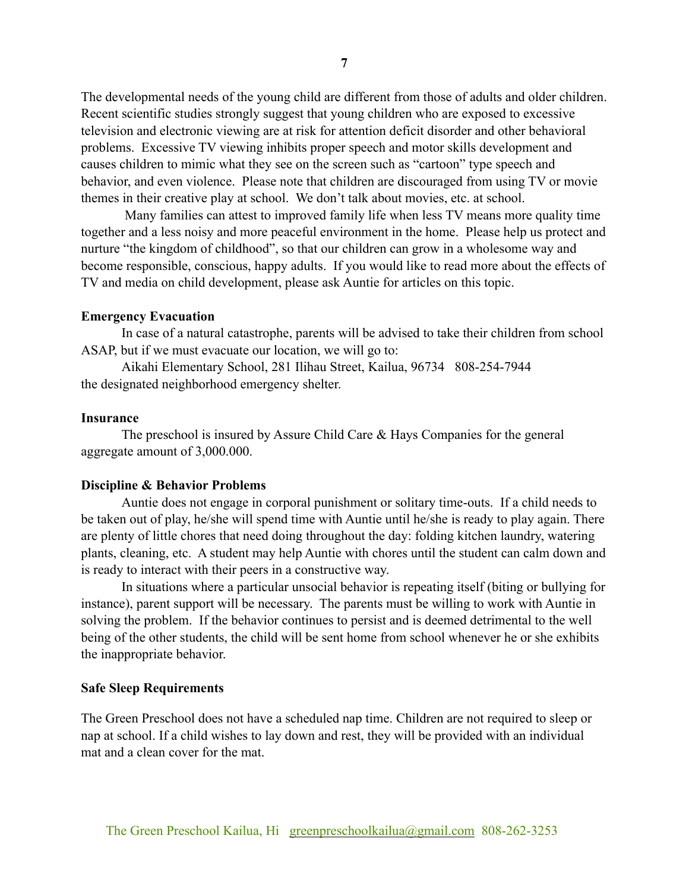The developmental needs of the young child are different from those of adults and older children. Recent scientific studies strongly suggest that young children who are exposed to excessive television and electronic viewing are at risk for attention deficit disorder and other behavioral problems. Excessive TV viewing inhibits proper speech and motor skills development and causes children to mimic what they see on the screen such as "cartoon" type speech and behavior, and even violence. Please note that children are discouraged from using TV or movie themes in their creative play at school. We don't talk about movies, etc. at school.

Many families can attest to improved family life when less TV means more quality time together and a less noisy and more peaceful environment in the home. Please help us protect and nurture "the kingdom of childhood", so that our children can grow in a wholesome way and become responsible, conscious, happy adults. If you would like to read more about the effects of TV and media on child development, please ask Auntie for articles on this topic.

**Emergency Evacuation**

In case of a natural catastrophe, parents will be advised to take their children from school ASAP, but if we must evacuate our location, we will go to:

Aikahi Elementary School, 281 Ilihau Street, Kailua, 96734 808-254-7944
the designated neighborhood emergency shelter.

**Insurance**

The preschool is insured by Assure Child Care & Hays Companies for the general aggregate amount of 3,000.000.

**Discipline & Behavior Problems**

Auntie does not engage in corporal punishment or solitary time-outs. If a child needs to be taken out of play, he/she will spend time with Auntie until he/she is ready to play again. There are plenty of little chores that need doing throughout the day: folding kitchen laundry, watering plants, cleaning, etc. A student may help Auntie with chores until the student can calm down and is ready to interact with their peers in a constructive way.

In situations where a particular unsocial behavior is repeating itself (biting or bullying for instance), parent support will be necessary. The parents must be willing to work with Auntie in solving the problem. If the behavior continues to persist and is deemed detrimental to the well being of the other students, the child will be sent home from school whenever he or she exhibits the inappropriate behavior.

**Safe Sleep Requirements**

The Green Preschool does not have a scheduled nap time. Children are not required to sleep or nap at school. If a child wishes to lay down and rest, they will be provided with an individual mat and a clean cover for the mat.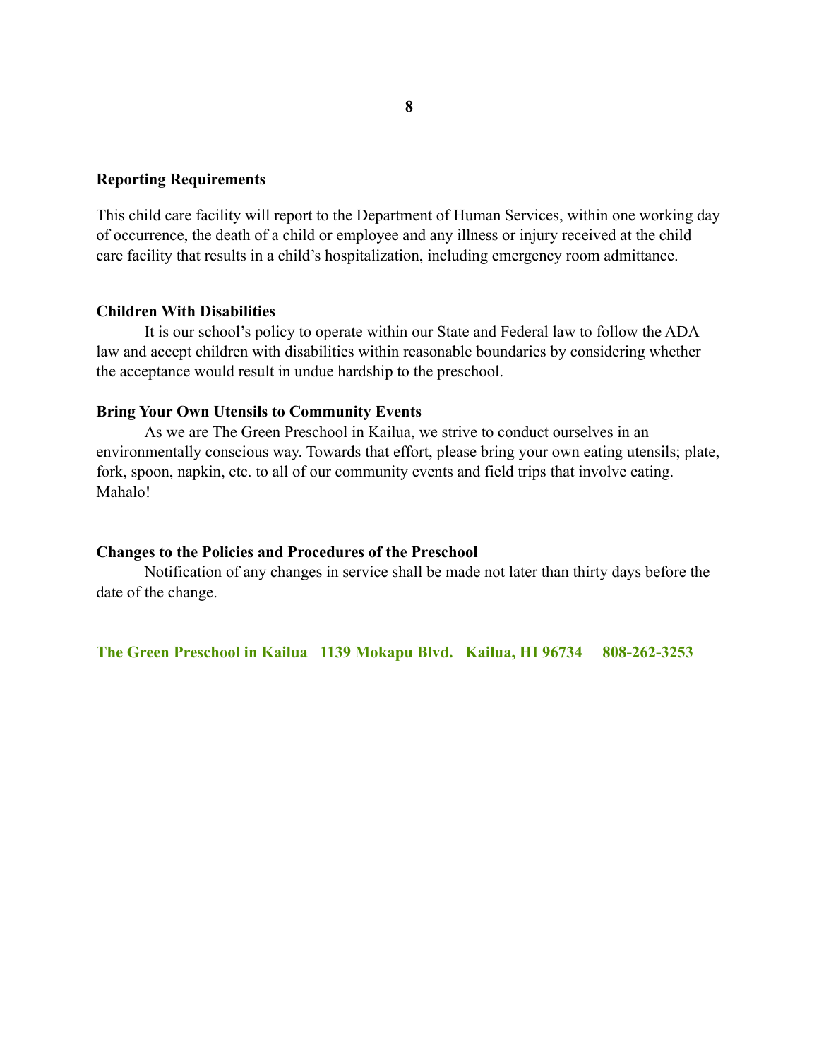**Reporting Requirements**

This child care facility will report to the Department of Human Services, within one working day of occurrence, the death of a child or employee and any illness or injury received at the child care facility that results in a child's hospitalization, including emergency room admittance.

**Children With Disabilities**

It is our school's policy to operate within our State and Federal law to follow the ADA law and accept children with disabilities within reasonable boundaries by considering whether the acceptance would result in undue hardship to the preschool.

**Bring Your Own Utensils to Community Events**

As we are The Green Preschool in Kailua, we strive to conduct ourselves in an environmentally conscious way. Towards that effort, please bring your own eating utensils; plate, fork, spoon, napkin, etc. to all of our community events and field trips that involve eating. Mahalo!

**Changes to the Policies and Procedures of the Preschool**

Notification of any changes in service shall be made not later than thirty days before the date of the change.

**The Green Preschool in Kailua   1139 Mokapu Blvd.   Kailua, HI 96734   808-262-3253**